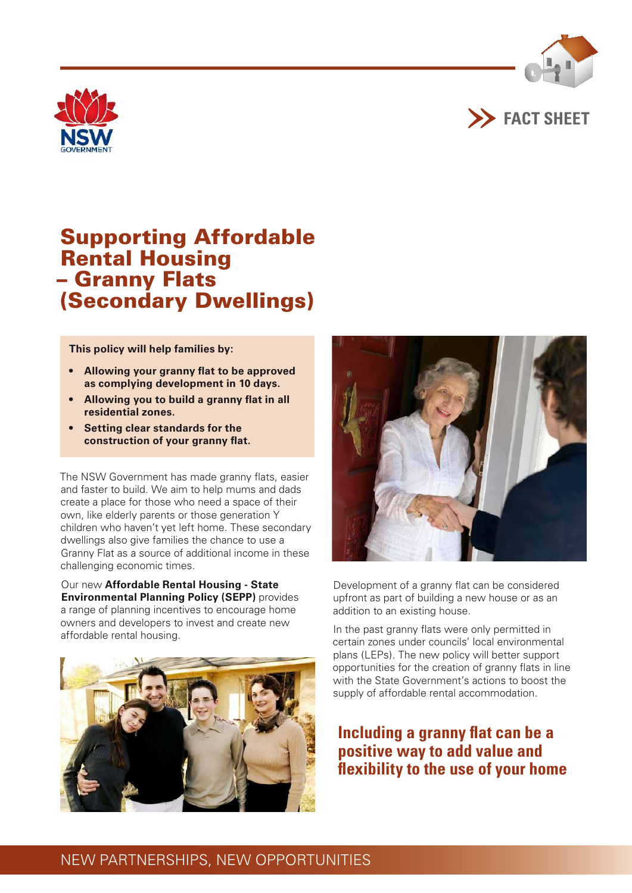FACT SHEET

# Supporting Affordable Rental Housing – Granny Flats (Secondary Dwellings)

**This policy will help families by:**

- **Allowing your granny flat to be approved as complying development in 10 days.**
- **Allowing you to build a granny flat in all residential zones.**
- **Setting clear standards for the construction of your granny flat.**

The NSW Government has made granny flats, easier and faster to build. We aim to help mums and dads create a place for those who need a space of their own, like elderly parents or those generation Y children who haven't yet left home. These secondary dwellings also give families the chance to use a Granny Flat as a source of additional income in these challenging economic times.

Our new **Affordable Rental Housing - State Environmental Planning Policy (SEPP)** provides a range of planning incentives to encourage home owners and developers to invest and create new affordable rental housing.

Development of a granny flat can be considered upfront as part of building a new house or as an addition to an existing house.

In the past granny flats were only permitted in certain zones under councils' local environmental plans (LEPs). The new policy will better support opportunities for the creation of granny flats in line with the State Government's actions to boost the supply of affordable rental accommodation.

## Including a granny flat can be a positive way to add value and flexibility to the use of your home

NEW PARTNERSHIPS, NEW OPPORTUNITIES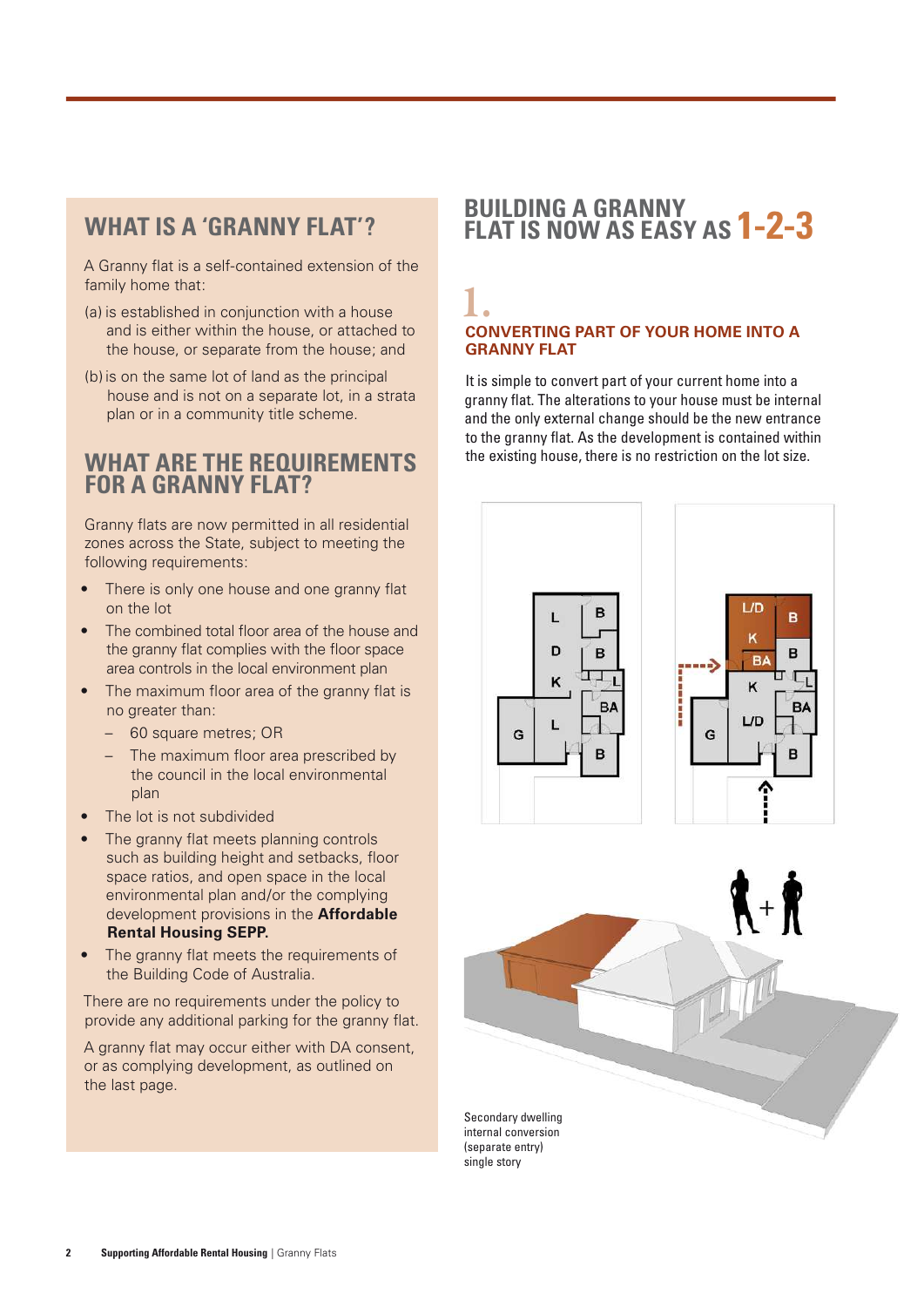## WHAT IS A 'GRANNY FLAT'?

A Granny flat is a self-contained extension of the family home that:

(a) is established in conjunction with a house and is either within the house, or attached to the house, or separate from the house; and

(b) is on the same lot of land as the principal house and is not on a separate lot, in a strata plan or in a community title scheme.

## WHAT ARE THE REQUIREMENTS FOR A GRANNY FLAT?

Granny flats are now permitted in all residential zones across the State, subject to meeting the following requirements:

- There is only one house and one granny flat on the lot
- The combined total floor area of the house and the granny flat complies with the floor space area controls in the local environment plan
- The maximum floor area of the granny flat is no greater than:
  - 60 square metres; OR
  - The maximum floor area prescribed by the council in the local environmental plan
- The lot is not subdivided
- The granny flat meets planning controls such as building height and setbacks, floor space ratios, and open space in the local environmental plan and/or the complying development provisions in the **Affordable Rental Housing SEPP.**
- The granny flat meets the requirements of the Building Code of Australia.

There are no requirements under the policy to provide any additional parking for the granny flat.

A granny flat may occur either with DA consent, or as complying development, as outlined on the last page.

## BUILDING A GRANNY FLAT IS NOW AS EASY AS 1-2-3

### 1. CONVERTING PART OF YOUR HOME INTO A GRANNY FLAT

It is simple to convert part of your current home into a granny flat. The alterations to your house must be internal and the only external change should be the new entrance to the granny flat. As the development is contained within the existing house, there is no restriction on the lot size.

Secondary dwelling internal conversion (separate entry) single story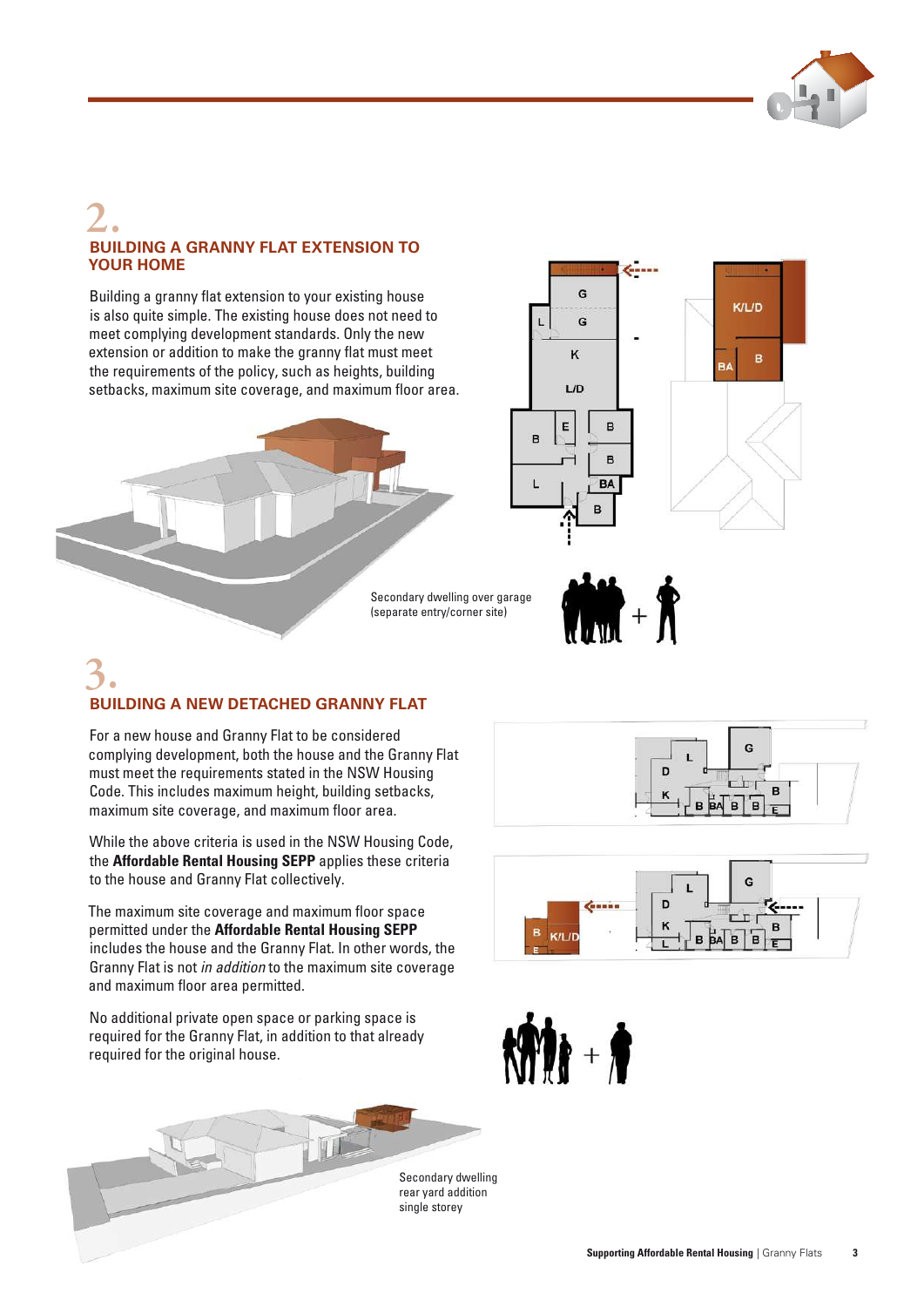## 2. BUILDING A GRANNY FLAT EXTENSION TO YOUR HOME

Building a granny flat extension to your existing house is also quite simple. The existing house does not need to meet complying development standards. Only the new extension or addition to make the granny flat must meet the requirements of the policy, such as heights, building setbacks, maximum site coverage, and maximum floor area.

Secondary dwelling over garage (separate entry/corner site)

## 3. BUILDING A NEW DETACHED GRANNY FLAT

For a new house and Granny Flat to be considered complying development, both the house and the Granny Flat must meet the requirements stated in the NSW Housing Code. This includes maximum height, building setbacks, maximum site coverage, and maximum floor area.

While the above criteria is used in the NSW Housing Code, the **Affordable Rental Housing SEPP** applies these criteria to the house and Granny Flat collectively.

The maximum site coverage and maximum floor space permitted under the **Affordable Rental Housing SEPP** includes the house and the Granny Flat. In other words, the Granny Flat is not *in addition* to the maximum site coverage and maximum floor area permitted.

No additional private open space or parking space is required for the Granny Flat, in addition to that already required for the original house.

Secondary dwelling rear yard addition single storey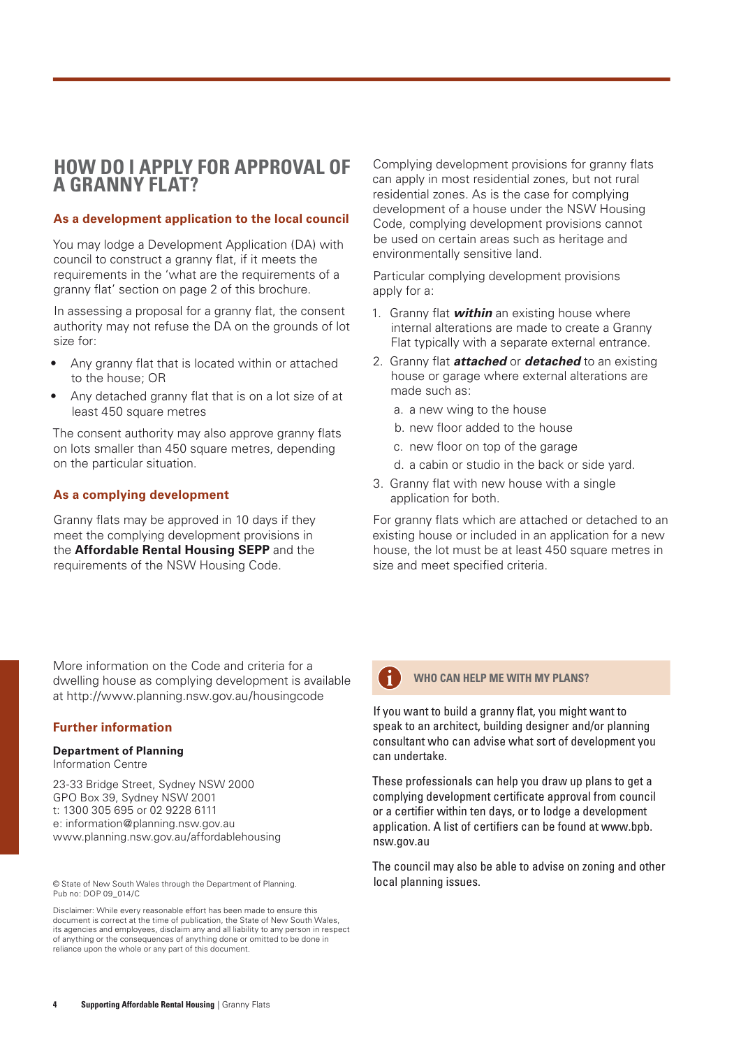# HOW DO I APPLY FOR APPROVAL OF A GRANNY FLAT?

### As a development application to the local council

You may lodge a Development Application (DA) with council to construct a granny flat, if it meets the requirements in the 'what are the requirements of a granny flat' section on page 2 of this brochure.

In assessing a proposal for a granny flat, the consent authority may not refuse the DA on the grounds of lot size for:

- Any granny flat that is located within or attached to the house; OR
- Any detached granny flat that is on a lot size of at least 450 square metres

The consent authority may also approve granny flats on lots smaller than 450 square metres, depending on the particular situation.

### As a complying development

Granny flats may be approved in 10 days if they meet the complying development provisions in the **Affordable Rental Housing SEPP** and the requirements of the NSW Housing Code.

Complying development provisions for granny flats can apply in most residential zones, but not rural residential zones. As is the case for complying development of a house under the NSW Housing Code, complying development provisions cannot be used on certain areas such as heritage and environmentally sensitive land.

Particular complying development provisions apply for a:

1. Granny flat ***within*** an existing house where internal alterations are made to create a Granny Flat typically with a separate external entrance.
2. Granny flat ***attached*** or ***detached*** to an existing house or garage where external alterations are made such as:
   a. a new wing to the house
   b. new floor added to the house
   c. new floor on top of the garage
   d. a cabin or studio in the back or side yard.
3. Granny flat with new house with a single application for both.

For granny flats which are attached or detached to an existing house or included in an application for a new house, the lot must be at least 450 square metres in size and meet specified criteria.

More information on the Code and criteria for a dwelling house as complying development is available at http://www.planning.nsw.gov.au/housingcode

### Further information

**Department of Planning**
Information Centre

23-33 Bridge Street, Sydney NSW 2000
GPO Box 39, Sydney NSW 2001
t: 1300 305 695 or 02 9228 6111
e: information@planning.nsw.gov.au
www.planning.nsw.gov.au/affordablehousing

© State of New South Wales through the Department of Planning.
Pub no: DOP 09_014/C

Disclaimer: While every reasonable effort has been made to ensure this document is correct at the time of publication, the State of New South Wales, its agencies and employees, disclaim any and all liability to any person in respect of anything or the consequences of anything done or omitted to be done in reliance upon the whole or any part of this document.

### WHO CAN HELP ME WITH MY PLANS?

If you want to build a granny flat, you might want to speak to an architect, building designer and/or planning consultant who can advise what sort of development you can undertake.

These professionals can help you draw up plans to get a complying development certificate approval from council or a certifier within ten days, or to lodge a development application. A list of certifiers can be found at www.bpb.nsw.gov.au

The council may also be able to advise on zoning and other local planning issues.